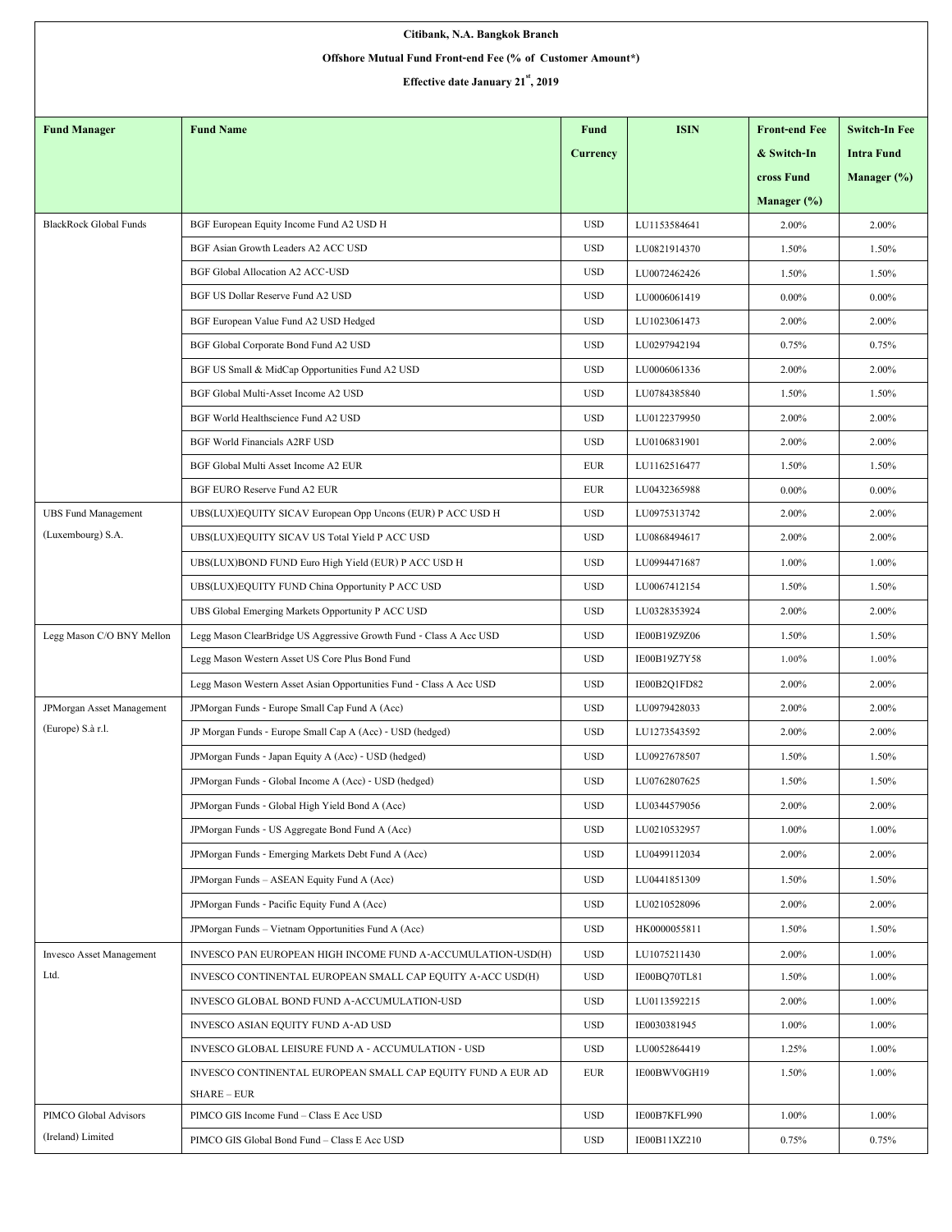**Citibank, N.A. Bangkok Branch**

**Offshore Mutual Fund Front-end Fee (% of Customer Amount*)**

**Effective date January 21st, 2019**

| Fund Manager | Fund Name | Fund Currency | ISIN | Front-end Fee & Switch-In cross Fund Manager (%) | Switch-In Fee Intra Fund Manager (%) |
|---|---|---|---|---|---|
| BlackRock Global Funds | BGF European Equity Income Fund A2 USD H | USD | LU1153584641 | 2.00% | 2.00% |
| | BGF Asian Growth Leaders A2 ACC USD | USD | LU0821914370 | 1.50% | 1.50% |
| | BGF Global Allocation A2 ACC-USD | USD | LU0072462426 | 1.50% | 1.50% |
| | BGF US Dollar Reserve Fund A2 USD | USD | LU0006061419 | 0.00% | 0.00% |
| | BGF European Value Fund A2 USD Hedged | USD | LU1023061473 | 2.00% | 2.00% |
| | BGF Global Corporate Bond Fund A2 USD | USD | LU0297942194 | 0.75% | 0.75% |
| | BGF US Small & MidCap Opportunities Fund A2 USD | USD | LU0006061336 | 2.00% | 2.00% |
| | BGF Global Multi-Asset Income A2 USD | USD | LU0784385840 | 1.50% | 1.50% |
| | BGF World Healthscience Fund A2 USD | USD | LU0122379950 | 2.00% | 2.00% |
| | BGF World Financials A2RF USD | USD | LU0106831901 | 2.00% | 2.00% |
| | BGF Global Multi Asset Income A2 EUR | EUR | LU1162516477 | 1.50% | 1.50% |
| | BGF EURO Reserve Fund A2 EUR | EUR | LU0432365988 | 0.00% | 0.00% |
| UBS Fund Management (Luxembourg) S.A. | UBS(LUX)EQUITY SICAV European Opp Uncons (EUR) P ACC USD H | USD | LU0975313742 | 2.00% | 2.00% |
| | UBS(LUX)EQUITY SICAV US Total Yield P ACC USD | USD | LU0868494617 | 2.00% | 2.00% |
| | UBS(LUX)BOND FUND Euro High Yield (EUR) P ACC USD H | USD | LU0994471687 | 1.00% | 1.00% |
| | UBS(LUX)EQUITY FUND China Opportunity P ACC USD | USD | LU0067412154 | 1.50% | 1.50% |
| | UBS Global Emerging Markets Opportunity P ACC USD | USD | LU0328353924 | 2.00% | 2.00% |
| Legg Mason C/O BNY Mellon | Legg Mason ClearBridge US Aggressive Growth Fund - Class A Acc USD | USD | IE00B19Z9Z06 | 1.50% | 1.50% |
| | Legg Mason Western Asset US Core Plus Bond Fund | USD | IE00B19Z7Y58 | 1.00% | 1.00% |
| | Legg Mason Western Asset Asian Opportunities Fund - Class A Acc USD | USD | IE00B2Q1FD82 | 2.00% | 2.00% |
| JPMorgan Asset Management (Europe) S.à r.l. | JPMorgan Funds - Europe Small Cap Fund A (Acc) | USD | LU0979428033 | 2.00% | 2.00% |
| | JP Morgan Funds - Europe Small Cap A (Acc) - USD (hedged) | USD | LU1273543592 | 2.00% | 2.00% |
| | JPMorgan Funds - Japan Equity A (Acc) - USD (hedged) | USD | LU0927678507 | 1.50% | 1.50% |
| | JPMorgan Funds - Global Income A (Acc) - USD (hedged) | USD | LU0762807625 | 1.50% | 1.50% |
| | JPMorgan Funds - Global High Yield Bond A (Acc) | USD | LU0344579056 | 2.00% | 2.00% |
| | JPMorgan Funds - US Aggregate Bond Fund A (Acc) | USD | LU0210532957 | 1.00% | 1.00% |
| | JPMorgan Funds - Emerging Markets Debt Fund A (Acc) | USD | LU0499112034 | 2.00% | 2.00% |
| | JPMorgan Funds – ASEAN Equity Fund A (Acc) | USD | LU0441851309 | 1.50% | 1.50% |
| | JPMorgan Funds - Pacific Equity Fund A (Acc) | USD | LU0210528096 | 2.00% | 2.00% |
| | JPMorgan Funds – Vietnam Opportunities Fund A (Acc) | USD | HK0000055811 | 1.50% | 1.50% |
| Invesco Asset Management Ltd. | INVESCO PAN EUROPEAN HIGH INCOME FUND A-ACCUMULATION-USD(H) | USD | LU1075211430 | 2.00% | 1.00% |
| | INVESCO CONTINENTAL EUROPEAN SMALL CAP EQUITY A-ACC USD(H) | USD | IE00BQ70TL81 | 1.50% | 1.00% |
| | INVESCO GLOBAL BOND FUND A-ACCUMULATION-USD | USD | LU0113592215 | 2.00% | 1.00% |
| | INVESCO ASIAN EQUITY FUND A-AD USD | USD | IE0030381945 | 1.00% | 1.00% |
| | INVESCO GLOBAL LEISURE FUND A - ACCUMULATION - USD | USD | LU0052864419 | 1.25% | 1.00% |
| | INVESCO CONTINENTAL EUROPEAN SMALL CAP EQUITY FUND A EUR AD SHARE – EUR | EUR | IE00BWV0GH19 | 1.50% | 1.00% |
| PIMCO Global Advisors (Ireland) Limited | PIMCO GIS Income Fund – Class E Acc USD | USD | IE00B7KFL990 | 1.00% | 1.00% |
| | PIMCO GIS Global Bond Fund – Class E Acc USD | USD | IE00B11XZ210 | 0.75% | 0.75% |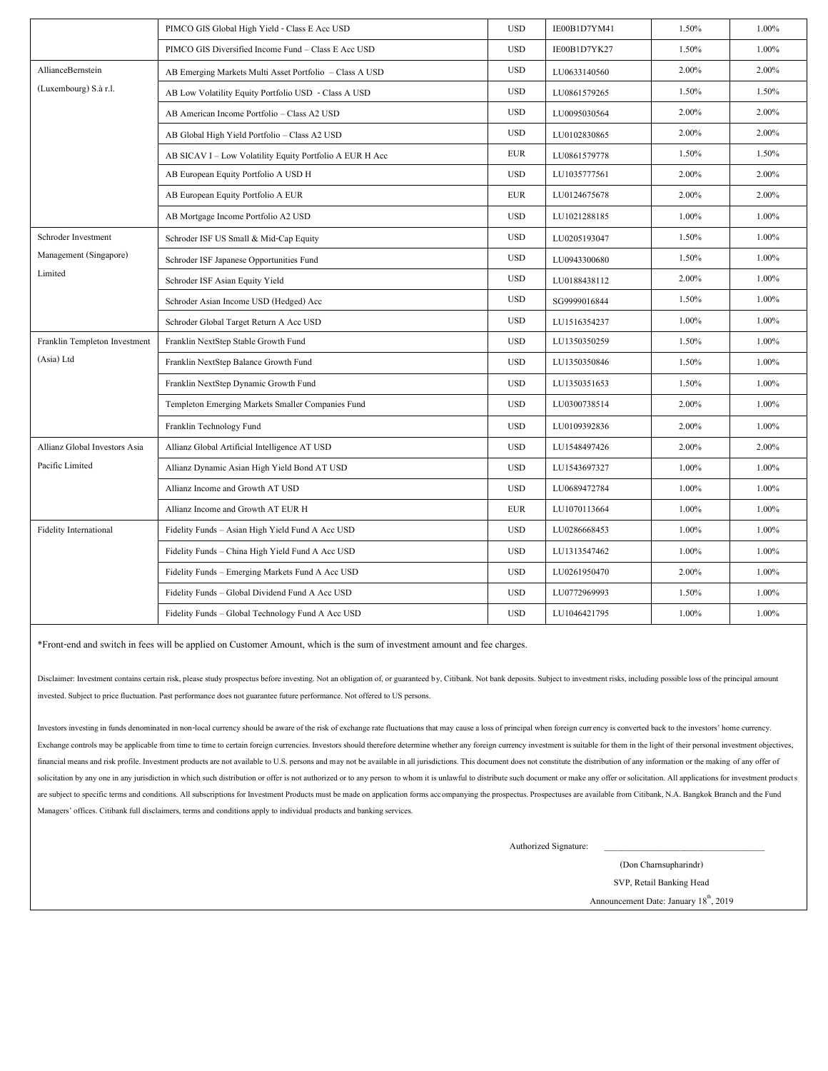| | | | | | |
|---|---|---|---|---|---|
| | PIMCO GIS Global High Yield - Class E Acc USD | USD | IE00B1D7YM41 | 1.50% | 1.00% |
| | PIMCO GIS Diversified Income Fund – Class E Acc USD | USD | IE00B1D7YK27 | 1.50% | 1.00% |
| AllianceBernstein (Luxembourg) S.à r.l. | AB Emerging Markets Multi Asset Portfolio – Class A USD | USD | LU0633140560 | 2.00% | 2.00% |
| | AB Low Volatility Equity Portfolio USD - Class A USD | USD | LU0861579265 | 1.50% | 1.50% |
| | AB American Income Portfolio – Class A2 USD | USD | LU0095030564 | 2.00% | 2.00% |
| | AB Global High Yield Portfolio – Class A2 USD | USD | LU0102830865 | 2.00% | 2.00% |
| | AB SICAV I – Low Volatility Equity Portfolio A EUR H Acc | EUR | LU0861579778 | 1.50% | 1.50% |
| | AB European Equity Portfolio A USD H | USD | LU1035777561 | 2.00% | 2.00% |
| | AB European Equity Portfolio A EUR | EUR | LU0124675678 | 2.00% | 2.00% |
| | AB Mortgage Income Portfolio A2 USD | USD | LU1021288185 | 1.00% | 1.00% |
| Schroder Investment Management (Singapore) Limited | Schroder ISF US Small & Mid-Cap Equity | USD | LU0205193047 | 1.50% | 1.00% |
| | Schroder ISF Japanese Opportunities Fund | USD | LU0943300680 | 1.50% | 1.00% |
| | Schroder ISF Asian Equity Yield | USD | LU0188438112 | 2.00% | 1.00% |
| | Schroder Asian Income USD (Hedged) Acc | USD | SG9999016844 | 1.50% | 1.00% |
| | Schroder Global Target Return A Acc USD | USD | LU1516354237 | 1.00% | 1.00% |
| Franklin Templeton Investment (Asia) Ltd | Franklin NextStep Stable Growth Fund | USD | LU1350350259 | 1.50% | 1.00% |
| | Franklin NextStep Balance Growth Fund | USD | LU1350350846 | 1.50% | 1.00% |
| | Franklin NextStep Dynamic Growth Fund | USD | LU1350351653 | 1.50% | 1.00% |
| | Templeton Emerging Markets Smaller Companies Fund | USD | LU0300738514 | 2.00% | 1.00% |
| | Franklin Technology Fund | USD | LU0109392836 | 2.00% | 1.00% |
| Allianz Global Investors Asia Pacific Limited | Allianz Global Artificial Intelligence AT USD | USD | LU1548497426 | 2.00% | 2.00% |
| | Allianz Dynamic Asian High Yield Bond AT USD | USD | LU1543697327 | 1.00% | 1.00% |
| | Allianz Income and Growth AT USD | USD | LU0689472784 | 1.00% | 1.00% |
| | Allianz Income and Growth AT EUR H | EUR | LU1070113664 | 1.00% | 1.00% |
| Fidelity International | Fidelity Funds – Asian High Yield Fund A Acc USD | USD | LU0286668453 | 1.00% | 1.00% |
| | Fidelity Funds – China High Yield Fund A Acc USD | USD | LU1313547462 | 1.00% | 1.00% |
| | Fidelity Funds – Emerging Markets Fund A Acc USD | USD | LU0261950470 | 2.00% | 1.00% |
| | Fidelity Funds – Global Dividend Fund A Acc USD | USD | LU0772969993 | 1.50% | 1.00% |
| | Fidelity Funds – Global Technology Fund A Acc USD | USD | LU1046421795 | 1.00% | 1.00% |

*Front-end and switch in fees will be applied on Customer Amount, which is the sum of investment amount and fee charges.

Disclaimer: Investment contains certain risk, please study prospectus before investing. Not an obligation of, or guaranteed by, Citibank. Not bank deposits. Subject to investment risks, including possible loss of the principal amount invested. Subject to price fluctuation. Past performance does not guarantee future performance. Not offered to US persons.

Investors investing in funds denominated in non-local currency should be aware of the risk of exchange rate fluctuations that may cause a loss of principal when foreign currency is converted back to the investors' home currency. Exchange controls may be applicable from time to time to certain foreign currencies. Investors should therefore determine whether any foreign currency investment is suitable for them in the light of their personal investment objectives, financial means and risk profile. Investment products are not available to U.S. persons and may not be available in all jurisdictions. This document does not constitute the distribution of any information or the making of any offer of solicitation by any one in any jurisdiction in which such distribution or offer is not authorized or to any person to whom it is unlawful to distribute such document or make any offer or solicitation. All applications for investment products are subject to specific terms and conditions. All subscriptions for Investment Products must be made on application forms accompanying the prospectus. Prospectuses are available from Citibank, N.A. Bangkok Branch and the Fund Managers' offices. Citibank full disclaimers, terms and conditions apply to individual products and banking services.

Authorized Signature: ____________________________

(Don Charnsupharindr)

SVP, Retail Banking Head

Announcement Date: January 18th, 2019